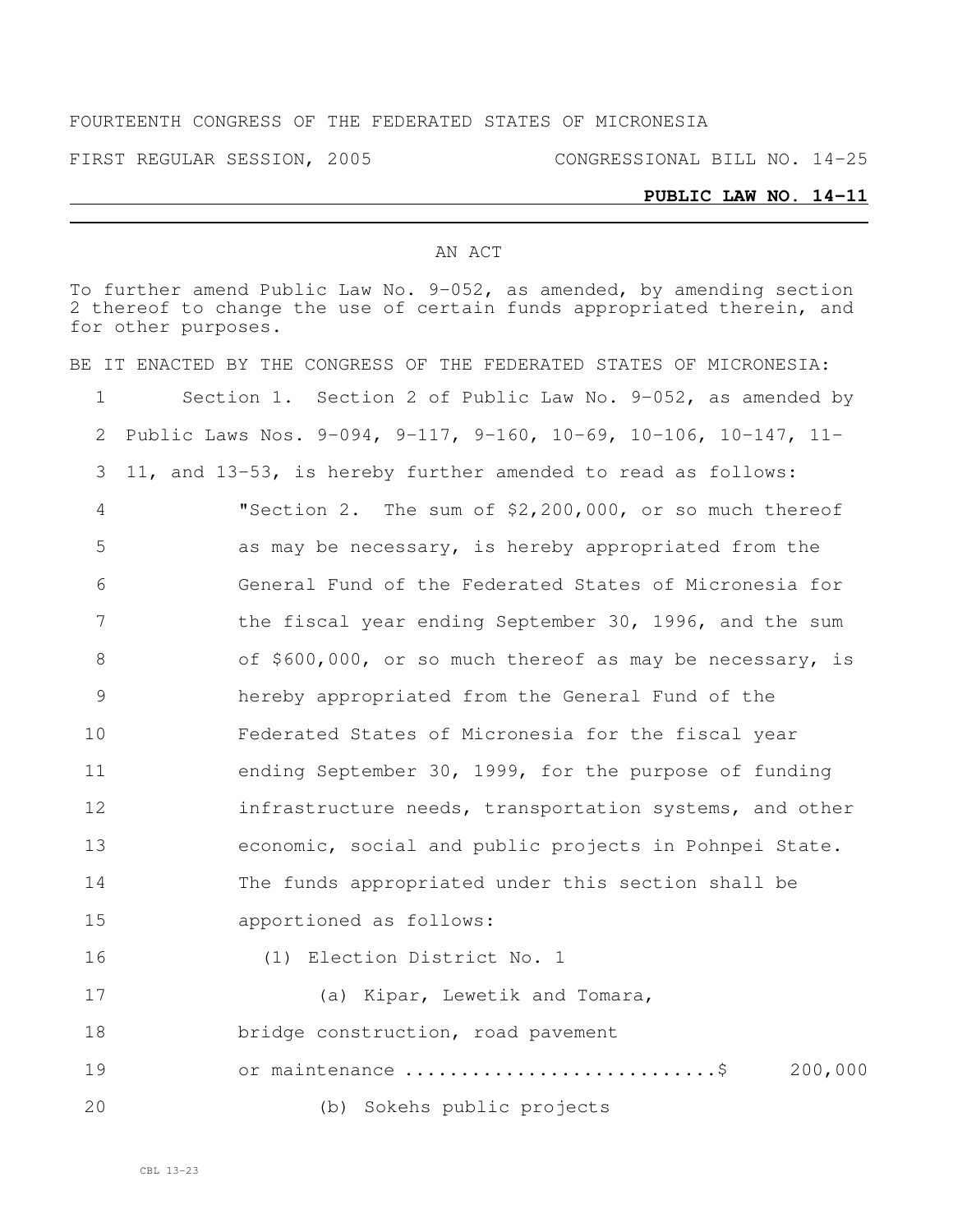FOURTEENTH CONGRESS OF THE FEDERATED STATES OF MICRONESIA

FIRST REGULAR SESSION, 2005 CONGRESSIONAL BILL NO. 14-25

**PUBLIC LAW NO. 14-11**

AN ACT

To further amend Public Law No. 9-052, as amended, by amending section 2 thereof to change the use of certain funds appropriated therein, and for other purposes.

BE IT ENACTED BY THE CONGRESS OF THE FEDERATED STATES OF MICRONESIA:

1 Section 1. Section 2 of Public Law No. 9-052, as amended by
2 Public Laws Nos. 9-094, 9-117, 9-160, 10-69, 10-106, 10-147, 11-
3 11, and 13-53, is hereby further amended to read as follows:

4 "Section 2. The sum of $2,200,000, or so much thereof
5 as may be necessary, is hereby appropriated from the
6 General Fund of the Federated States of Micronesia for
7 the fiscal year ending September 30, 1996, and the sum
8 of $600,000, or so much thereof as may be necessary, is
9 hereby appropriated from the General Fund of the
10 Federated States of Micronesia for the fiscal year
11 ending September 30, 1999, for the purpose of funding
12 infrastructure needs, transportation systems, and other
13 economic, social and public projects in Pohnpei State.
14 The funds appropriated under this section shall be
15 apportioned as follows:

16 (1) Election District No. 1

17 (a) Kipar, Lewetik and Tomara,
18 bridge construction, road pavement
19 or maintenance ...........................$ 200,000

20 (b) Sokehs public projects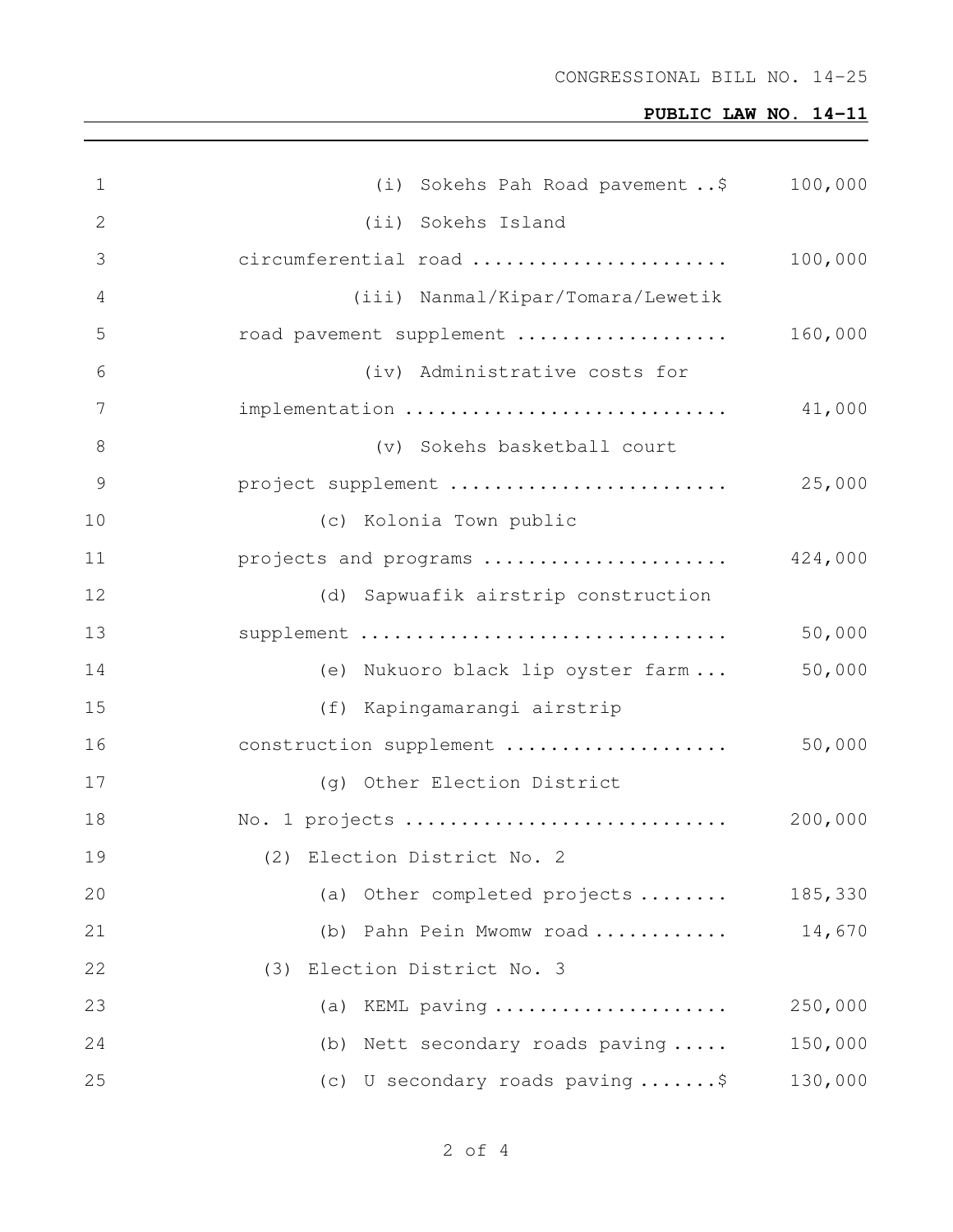(i) Sokehs Pah Road pavement ..$ 100,000

(ii) Sokehs Island circumferential road ....................... 100,000

(iii) Nanmal/Kipar/Tomara/Lewetik road pavement supplement ................... 160,000

(iv) Administrative costs for implementation ............................ 41,000

(v) Sokehs basketball court project supplement ......................... 25,000

(c) Kolonia Town public projects and programs ...................... 424,000

(d) Sapwuafik airstrip construction supplement ................................ 50,000

(e) Nukuoro black lip oyster farm ... 50,000

(f) Kapingamarangi airstrip construction supplement .................... 50,000

(g) Other Election District No. 1 projects ............................ 200,000

(2) Election District No. 2

(a) Other completed projects ........ 185,330

(b) Pahn Pein Mwomw road ............ 14,670

(3) Election District No. 3

(a) KEML paving ..................... 250,000

(b) Nett secondary roads paving ..... 150,000

(c) U secondary roads paving .......$ 130,000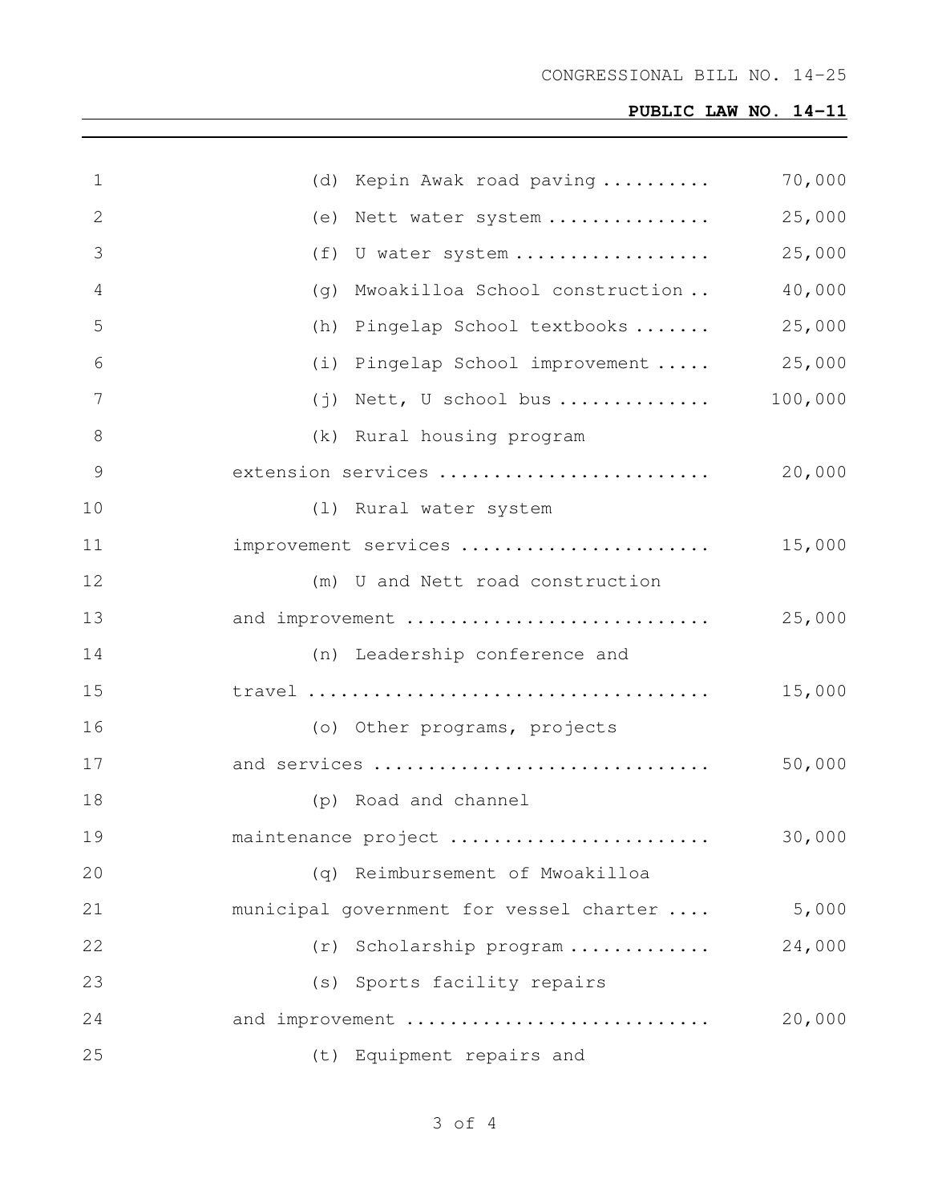(d) Kepin Awak road paving .......... 70,000

(e) Nett water system ............... 25,000

(f) U water system .................. 25,000

(g) Mwoakilloa School construction .. 40,000

(h) Pingelap School textbooks ....... 25,000

(i) Pingelap School improvement ..... 25,000

(j) Nett, U school bus .............. 100,000

(k) Rural housing program extension services ......................... 20,000

(l) Rural water system improvement services ....................... 15,000

(m) U and Nett road construction and improvement ............................ 25,000

(n) Leadership conference and travel ..................................... 15,000

(o) Other programs, projects and services ............................... 50,000

(p) Road and channel maintenance project ........................ 30,000

(q) Reimbursement of Mwoakilloa municipal government for vessel charter .... 5,000

(r) Scholarship program ............. 24,000

(s) Sports facility repairs and improvement ............................ 20,000

(t) Equipment repairs and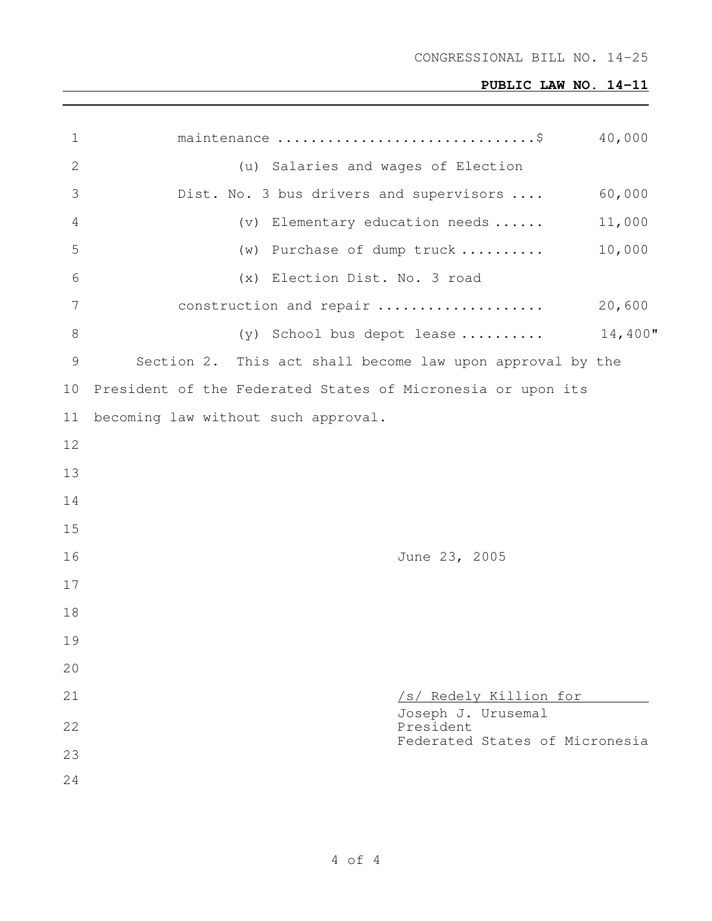maintenance ..............................$ 40,000

(u) Salaries and wages of Election Dist. No. 3 bus drivers and supervisors .... 60,000

(v) Elementary education needs ...... 11,000

(w) Purchase of dump truck .......... 10,000

(x) Election Dist. No. 3 road construction and repair .................... 20,600

(y) School bus depot lease .......... 14,400"

Section 2. This act shall become law upon approval by the President of the Federated States of Micronesia or upon its becoming law without such approval.

June 23, 2005

/s/ Redely Killion for
Joseph J. Urusemal
President
Federated States of Micronesia